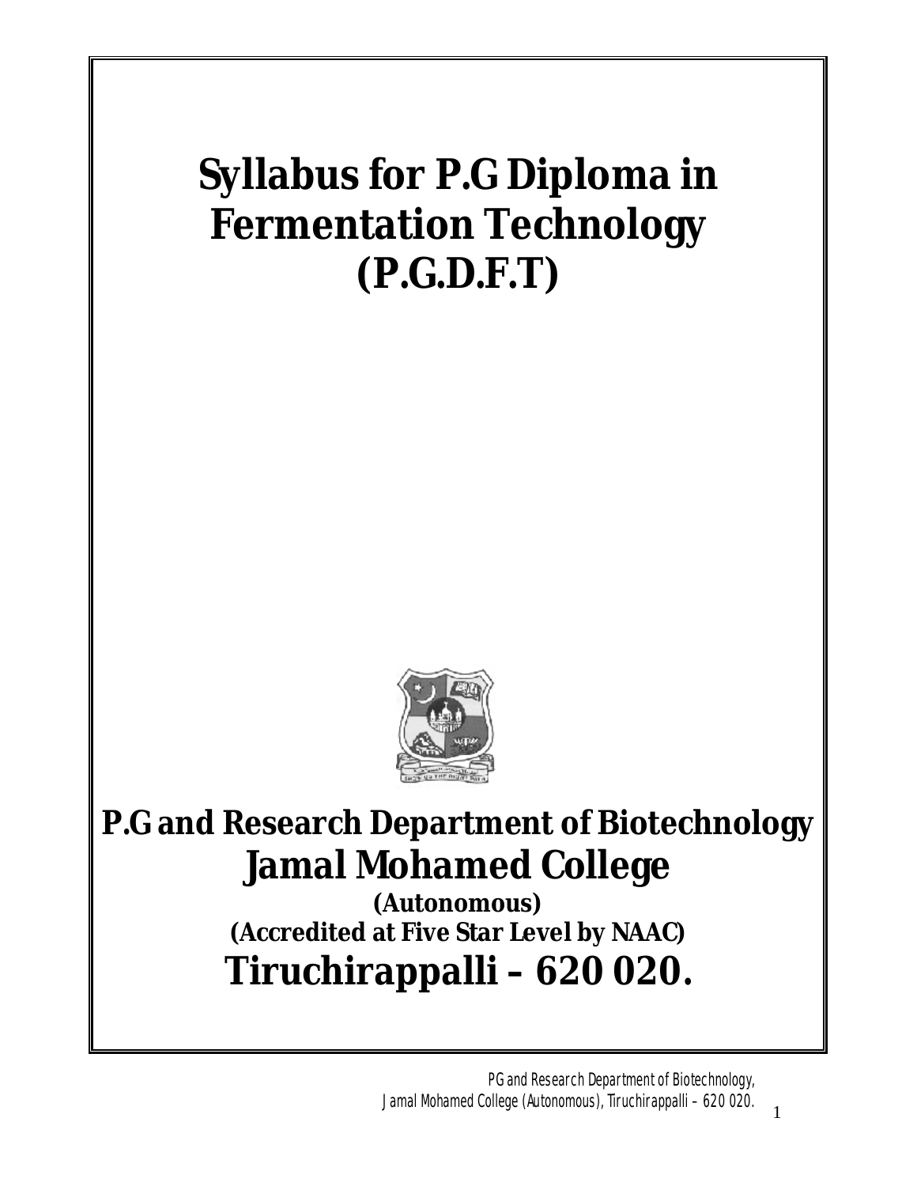# Syllabus for P.G Diploma in Fermentation Technology (P.G.D.F.T)

## P.G and Research Department of Biotechnology

## Jamal Mohamed College

**(Autonomous)**

**(Accredited at Five Star Level by NAAC)**

## Tiruchirappalli – 620 020.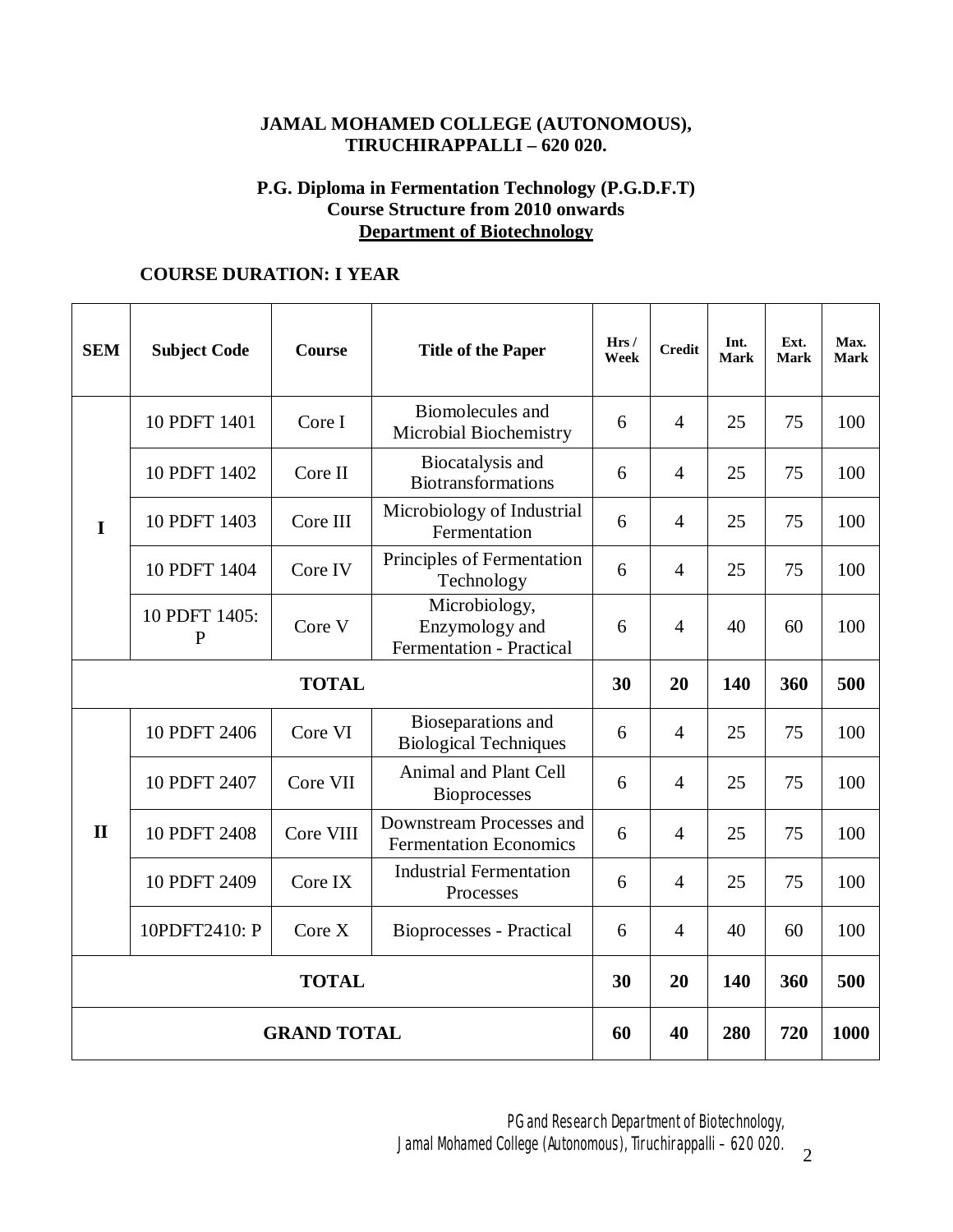**JAMAL MOHAMED COLLEGE (AUTONOMOUS),**
**TIRUCHIRAPPALLI – 620 020.**

**P.G. Diploma in Fermentation Technology (P.G.D.F.T)**
**Course Structure from 2010 onwards**
**Department of Biotechnology**

**COURSE DURATION: I YEAR**

| SEM | Subject Code | Course | Title of the Paper | Hrs / Week | Credit | Int. Mark | Ext. Mark | Max. Mark |
|---|---|---|---|---|---|---|---|---|
| I | 10 PDFT 1401 | Core I | Biomolecules and Microbial Biochemistry | 6 | 4 | 25 | 75 | 100 |
| | 10 PDFT 1402 | Core II | Biocatalysis and Biotransformations | 6 | 4 | 25 | 75 | 100 |
| | 10 PDFT 1403 | Core III | Microbiology of Industrial Fermentation | 6 | 4 | 25 | 75 | 100 |
| | 10 PDFT 1404 | Core IV | Principles of Fermentation Technology | 6 | 4 | 25 | 75 | 100 |
| | 10 PDFT 1405: P | Core V | Microbiology, Enzymology and Fermentation - Practical | 6 | 4 | 40 | 60 | 100 |
| **TOTAL** | | | | **30** | **20** | **140** | **360** | **500** |
| II | 10 PDFT 2406 | Core VI | Bioseparations and Biological Techniques | 6 | 4 | 25 | 75 | 100 |
| | 10 PDFT 2407 | Core VII | Animal and Plant Cell Bioprocesses | 6 | 4 | 25 | 75 | 100 |
| | 10 PDFT 2408 | Core VIII | Downstream Processes and Fermentation Economics | 6 | 4 | 25 | 75 | 100 |
| | 10 PDFT 2409 | Core IX | Industrial Fermentation Processes | 6 | 4 | 25 | 75 | 100 |
| | 10PDFT2410: P | Core X | Bioprocesses - Practical | 6 | 4 | 40 | 60 | 100 |
| **TOTAL** | | | | **30** | **20** | **140** | **360** | **500** |
| **GRAND TOTAL** | | | | **60** | **40** | **280** | **720** | **1000** |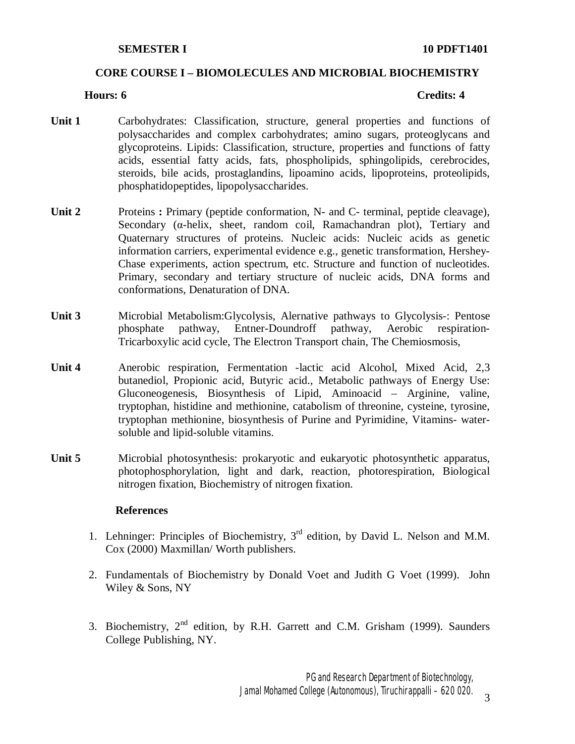**SEMESTER I** **10 PDFT1401**

## CORE COURSE I – BIOMOLECULES AND MICROBIAL BIOCHEMISTRY

**Hours: 6** **Credits: 4**

**Unit 1** Carbohydrates: Classification, structure, general properties and functions of polysaccharides and complex carbohydrates; amino sugars, proteoglycans and glycoproteins. Lipids: Classification, structure, properties and functions of fatty acids, essential fatty acids, fats, phospholipids, sphingolipids, cerebrocides, steroids, bile acids, prostaglandins, lipoamino acids, lipoproteins, proteolipids, phosphatidopeptides, lipopolysaccharides.

**Unit 2** Proteins **:** Primary (peptide conformation, N- and C- terminal, peptide cleavage), Secondary (α-helix, sheet, random coil, Ramachandran plot), Tertiary and Quaternary structures of proteins. Nucleic acids: Nucleic acids as genetic information carriers, experimental evidence e.g., genetic transformation, Hershey-Chase experiments, action spectrum, etc. Structure and function of nucleotides. Primary, secondary and tertiary structure of nucleic acids, DNA forms and conformations, Denaturation of DNA.

**Unit 3** Microbial Metabolism:Glycolysis, Alernative pathways to Glycolysis-: Pentose phosphate pathway, Entner-Doundroff pathway, Aerobic respiration-Tricarboxylic acid cycle, The Electron Transport chain, The Chemiosmosis,

**Unit 4** Anerobic respiration, Fermentation -lactic acid Alcohol, Mixed Acid, 2,3 butanediol, Propionic acid, Butyric acid., Metabolic pathways of Energy Use: Gluconeogenesis, Biosynthesis of Lipid, Aminoacid – Arginine, valine, tryptophan, histidine and methionine, catabolism of threonine, cysteine, tyrosine, tryptophan methionine, biosynthesis of Purine and Pyrimidine, Vitamins- water-soluble and lipid-soluble vitamins.

**Unit 5** Microbial photosynthesis: prokaryotic and eukaryotic photosynthetic apparatus, photophosphorylation, light and dark, reaction, photorespiration, Biological nitrogen fixation, Biochemistry of nitrogen fixation.

### References

1. Lehninger: Principles of Biochemistry, 3rd edition, by David L. Nelson and M.M. Cox (2000) Maxmillan/ Worth publishers.

2. Fundamentals of Biochemistry by Donald Voet and Judith G Voet (1999). John Wiley & Sons, NY

3. Biochemistry, 2nd edition, by R.H. Garrett and C.M. Grisham (1999). Saunders College Publishing, NY.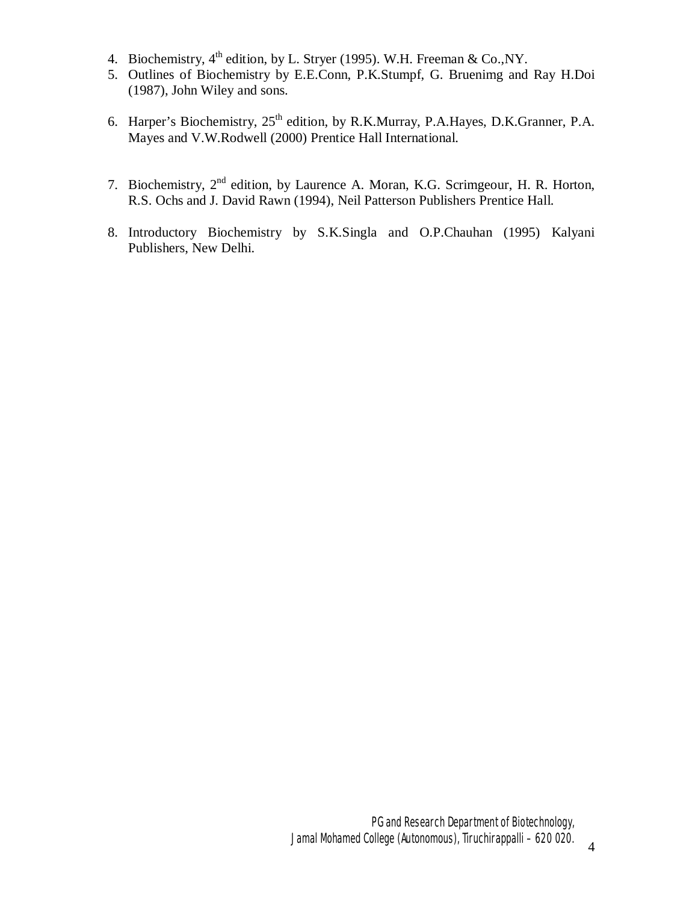4. Biochemistry, 4th edition, by L. Stryer (1995). W.H. Freeman & Co.,NY.
5. Outlines of Biochemistry by E.E.Conn, P.K.Stumpf, G. Bruenimg and Ray H.Doi (1987), John Wiley and sons.
6. Harper's Biochemistry, 25th edition, by R.K.Murray, P.A.Hayes, D.K.Granner, P.A. Mayes and V.W.Rodwell (2000) Prentice Hall International.
7. Biochemistry, 2nd edition, by Laurence A. Moran, K.G. Scrimgeour, H. R. Horton, R.S. Ochs and J. David Rawn (1994), Neil Patterson Publishers Prentice Hall.
8. Introductory Biochemistry by S.K.Singla and O.P.Chauhan (1995) Kalyani Publishers, New Delhi.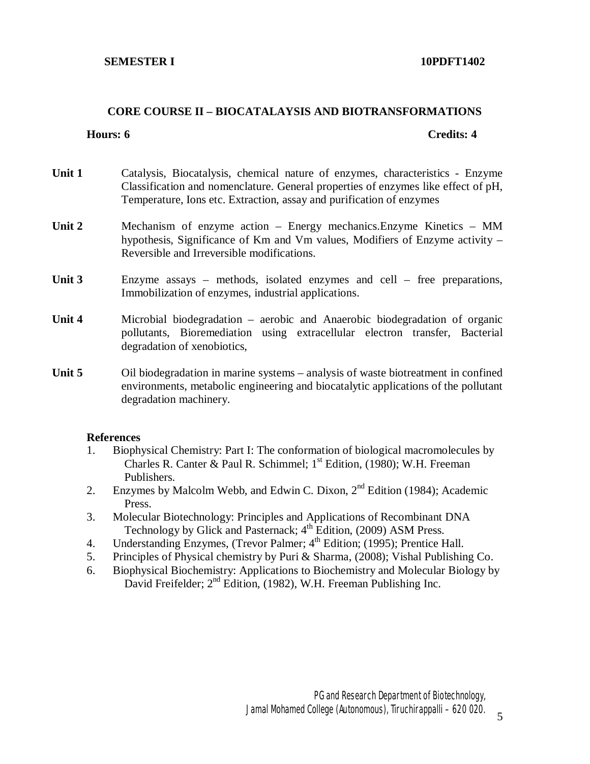**SEMESTER I** **10PDFT1402**

## CORE COURSE II – BIOCATALAYSIS AND BIOTRANSFORMATIONS

**Hours: 6** **Credits: 4**

**Unit 1** Catalysis, Biocatalysis, chemical nature of enzymes, characteristics - Enzyme Classification and nomenclature. General properties of enzymes like effect of pH, Temperature, Ions etc. Extraction, assay and purification of enzymes

**Unit 2** Mechanism of enzyme action – Energy mechanics.Enzyme Kinetics – MM hypothesis, Significance of Km and Vm values, Modifiers of Enzyme activity – Reversible and Irreversible modifications.

**Unit 3** Enzyme assays – methods, isolated enzymes and cell – free preparations, Immobilization of enzymes, industrial applications.

**Unit 4** Microbial biodegradation – aerobic and Anaerobic biodegradation of organic pollutants, Bioremediation using extracellular electron transfer, Bacterial degradation of xenobiotics,

**Unit 5** Oil biodegradation in marine systems – analysis of waste biotreatment in confined environments, metabolic engineering and biocatalytic applications of the pollutant degradation machinery.

**References**

1. Biophysical Chemistry: Part I: The conformation of biological macromolecules by Charles R. Canter & Paul R. Schimmel; 1st Edition, (1980); W.H. Freeman Publishers.
2. Enzymes by Malcolm Webb, and Edwin C. Dixon, 2nd Edition (1984); Academic Press.
3. Molecular Biotechnology: Principles and Applications of Recombinant DNA Technology by Glick and Pasternack; 4th Edition, (2009) ASM Press.
4. Understanding Enzymes, (Trevor Palmer; 4th Edition; (1995); Prentice Hall.
5. Principles of Physical chemistry by Puri & Sharma, (2008); Vishal Publishing Co.
6. Biophysical Biochemistry: Applications to Biochemistry and Molecular Biology by David Freifelder; 2nd Edition, (1982), W.H. Freeman Publishing Inc.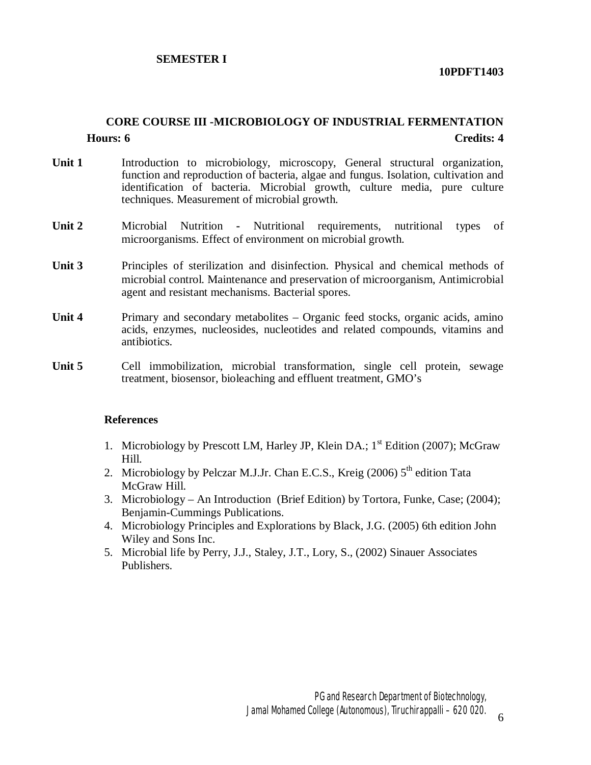**SEMESTER I**

**10PDFT1403**

## CORE COURSE III -MICROBIOLOGY OF INDUSTRIAL FERMENTATION

**Hours: 6** **Credits: 4**

**Unit 1** Introduction to microbiology, microscopy, General structural organization, function and reproduction of bacteria, algae and fungus. Isolation, cultivation and identification of bacteria. Microbial growth, culture media, pure culture techniques. Measurement of microbial growth.

**Unit 2** Microbial Nutrition - Nutritional requirements, nutritional types of microorganisms. Effect of environment on microbial growth.

**Unit 3** Principles of sterilization and disinfection. Physical and chemical methods of microbial control. Maintenance and preservation of microorganism, Antimicrobial agent and resistant mechanisms. Bacterial spores.

**Unit 4** Primary and secondary metabolites – Organic feed stocks, organic acids, amino acids, enzymes, nucleosides, nucleotides and related compounds, vitamins and antibiotics.

**Unit 5** Cell immobilization, microbial transformation, single cell protein, sewage treatment, biosensor, bioleaching and effluent treatment, GMO's

### References

1. Microbiology by Prescott LM, Harley JP, Klein DA.; 1st Edition (2007); McGraw Hill.
2. Microbiology by Pelczar M.J.Jr. Chan E.C.S., Kreig (2006) 5th edition Tata McGraw Hill.
3. Microbiology – An Introduction (Brief Edition) by Tortora, Funke, Case; (2004); Benjamin-Cummings Publications.
4. Microbiology Principles and Explorations by Black, J.G. (2005) 6th edition John Wiley and Sons Inc.
5. Microbial life by Perry, J.J., Staley, J.T., Lory, S., (2002) Sinauer Associates Publishers.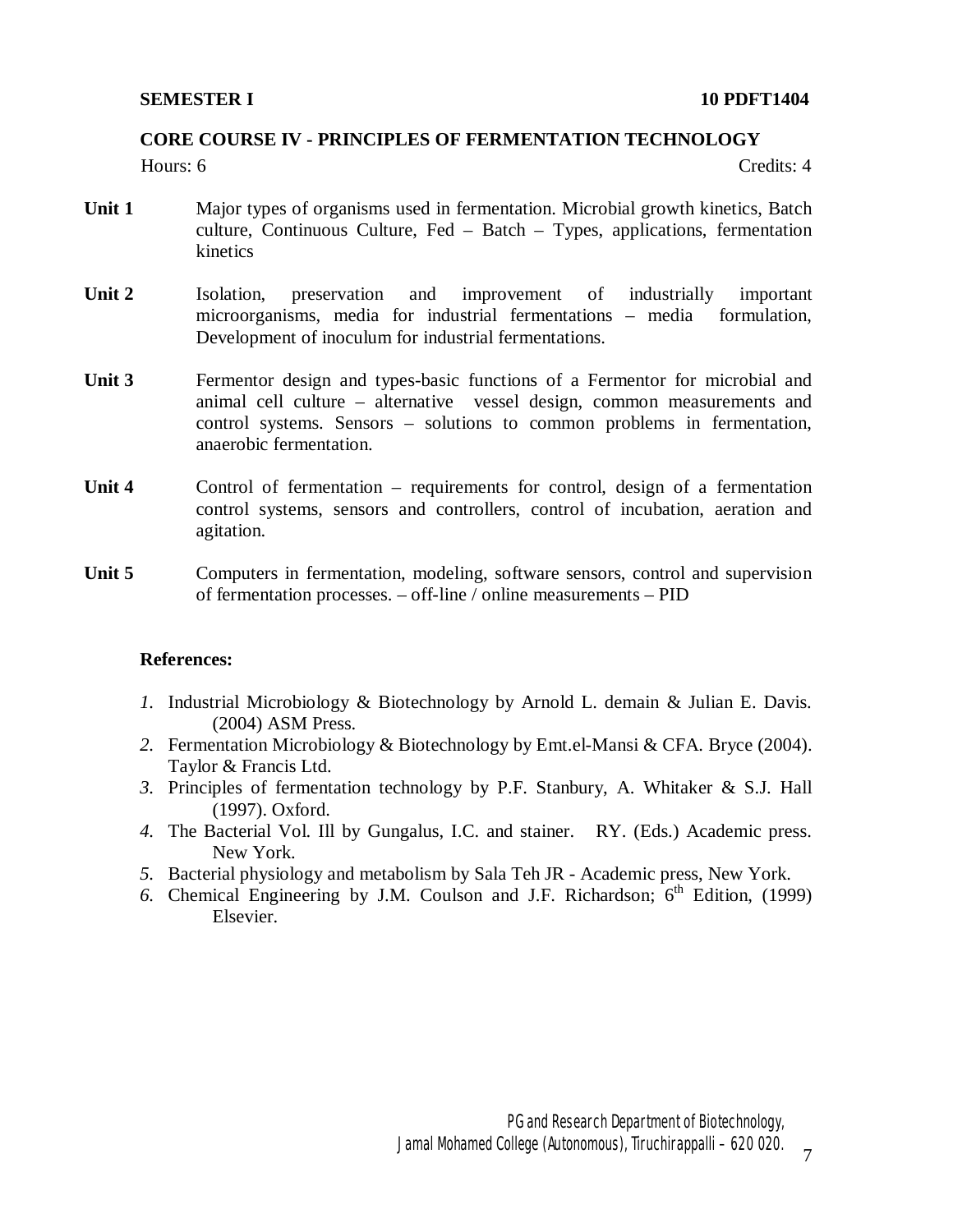**SEMESTER I** **10 PDFT1404**

## CORE COURSE IV - PRINCIPLES OF FERMENTATION TECHNOLOGY

Hours: 6 Credits: 4

**Unit 1** Major types of organisms used in fermentation. Microbial growth kinetics, Batch culture, Continuous Culture, Fed – Batch – Types, applications, fermentation kinetics

**Unit 2** Isolation, preservation and improvement of industrially important microorganisms, media for industrial fermentations – media formulation, Development of inoculum for industrial fermentations.

**Unit 3** Fermentor design and types-basic functions of a Fermentor for microbial and animal cell culture – alternative vessel design, common measurements and control systems. Sensors – solutions to common problems in fermentation, anaerobic fermentation.

**Unit 4** Control of fermentation – requirements for control, design of a fermentation control systems, sensors and controllers, control of incubation, aeration and agitation.

**Unit 5** Computers in fermentation, modeling, software sensors, control and supervision of fermentation processes. – off-line / online measurements – PID

**References:**

1. Industrial Microbiology & Biotechnology by Arnold L. demain & Julian E. Davis. (2004) ASM Press.
2. Fermentation Microbiology & Biotechnology by Emt.el-Mansi & CFA. Bryce (2004). Taylor & Francis Ltd.
3. Principles of fermentation technology by P.F. Stanbury, A. Whitaker & S.J. Hall (1997). Oxford.
4. The Bacterial Vol. Ill by Gungalus, I.C. and stainer. RY. (Eds.) Academic press. New York.
5. Bacterial physiology and metabolism by Sala Teh JR - Academic press, New York.
6. Chemical Engineering by J.M. Coulson and J.F. Richardson; 6th Edition, (1999) Elsevier.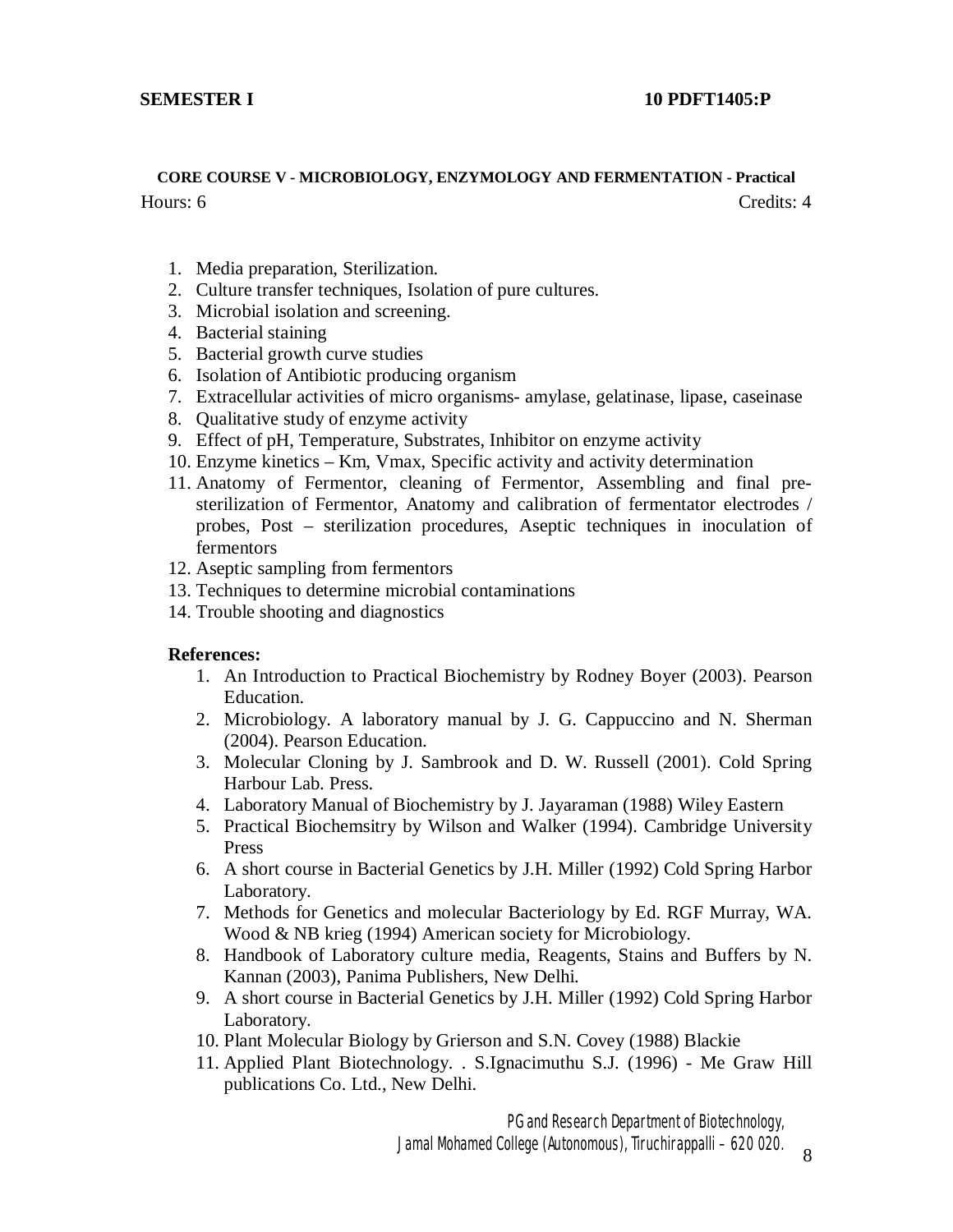**SEMESTER I** **10 PDFT1405:P**

### CORE COURSE V - MICROBIOLOGY, ENZYMOLOGY AND FERMENTATION - Practical

Hours: 6 Credits: 4

1. Media preparation, Sterilization.
2. Culture transfer techniques, Isolation of pure cultures.
3. Microbial isolation and screening.
4. Bacterial staining
5. Bacterial growth curve studies
6. Isolation of Antibiotic producing organism
7. Extracellular activities of micro organisms- amylase, gelatinase, lipase, caseinase
8. Qualitative study of enzyme activity
9. Effect of pH, Temperature, Substrates, Inhibitor on enzyme activity
10. Enzyme kinetics – Km, Vmax, Specific activity and activity determination
11. Anatomy of Fermentor, cleaning of Fermentor, Assembling and final pre-sterilization of Fermentor, Anatomy and calibration of fermentator electrodes / probes, Post – sterilization procedures, Aseptic techniques in inoculation of fermentors
12. Aseptic sampling from fermentors
13. Techniques to determine microbial contaminations
14. Trouble shooting and diagnostics

**References:**

1. An Introduction to Practical Biochemistry by Rodney Boyer (2003). Pearson Education.
2. Microbiology. A laboratory manual by J. G. Cappuccino and N. Sherman (2004). Pearson Education.
3. Molecular Cloning by J. Sambrook and D. W. Russell (2001). Cold Spring Harbour Lab. Press.
4. Laboratory Manual of Biochemistry by J. Jayaraman (1988) Wiley Eastern
5. Practical Biochemsitry by Wilson and Walker (1994). Cambridge University Press
6. A short course in Bacterial Genetics by J.H. Miller (1992) Cold Spring Harbor Laboratory.
7. Methods for Genetics and molecular Bacteriology by Ed. RGF Murray, WA. Wood & NB krieg (1994) American society for Microbiology.
8. Handbook of Laboratory culture media, Reagents, Stains and Buffers by N. Kannan (2003), Panima Publishers, New Delhi.
9. A short course in Bacterial Genetics by J.H. Miller (1992) Cold Spring Harbor Laboratory.
10. Plant Molecular Biology by Grierson and S.N. Covey (1988) Blackie
11. Applied Plant Biotechnology. . S.Ignacimuthu S.J. (1996) - Me Graw Hill publications Co. Ltd., New Delhi.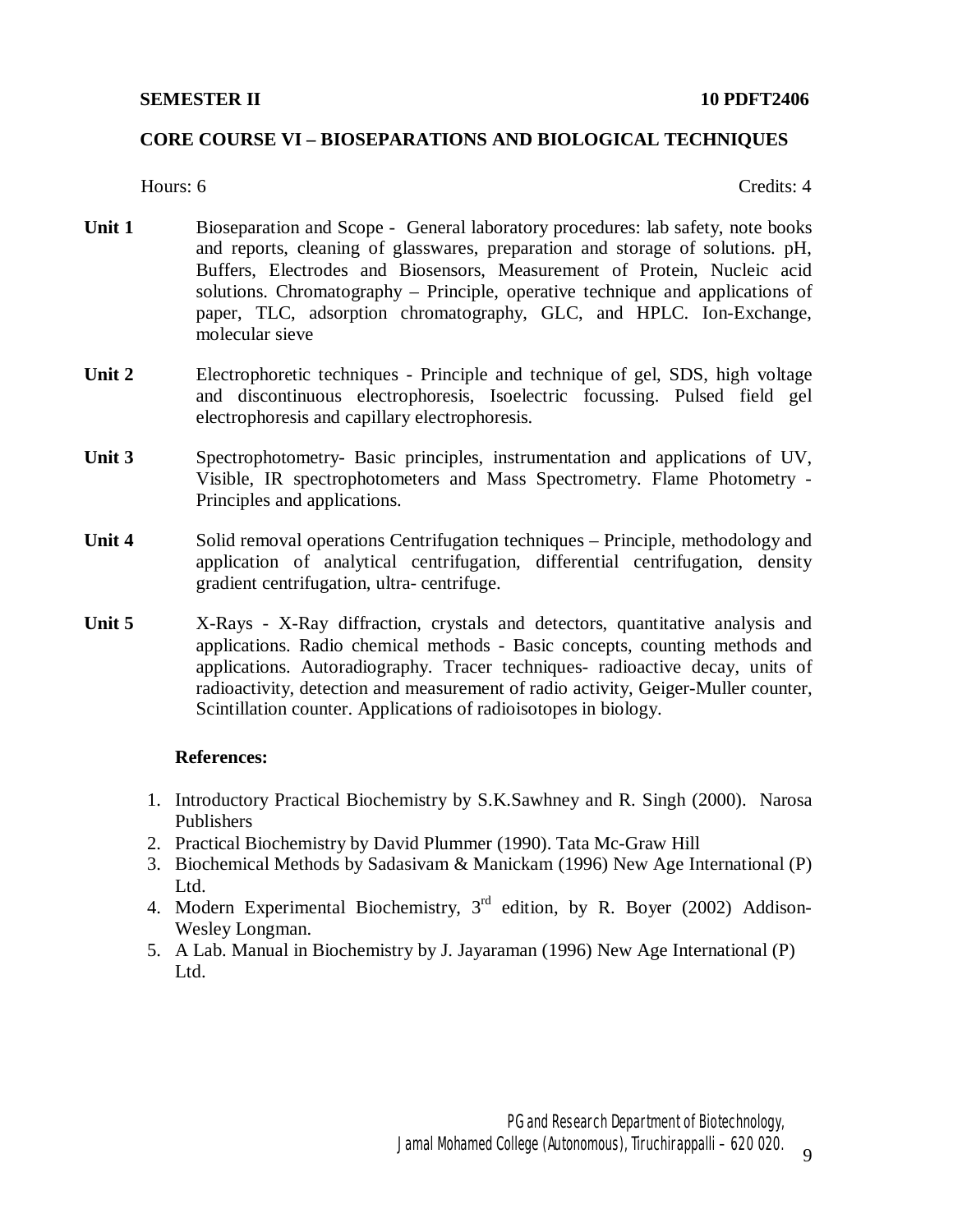**SEMESTER II** **10 PDFT2406**

## CORE COURSE VI – BIOSEPARATIONS AND BIOLOGICAL TECHNIQUES

Hours: 6 Credits: 4

**Unit 1** Bioseparation and Scope - General laboratory procedures: lab safety, note books and reports, cleaning of glasswares, preparation and storage of solutions. pH, Buffers, Electrodes and Biosensors, Measurement of Protein, Nucleic acid solutions. Chromatography – Principle, operative technique and applications of paper, TLC, adsorption chromatography, GLC, and HPLC. Ion-Exchange, molecular sieve

**Unit 2** Electrophoretic techniques - Principle and technique of gel, SDS, high voltage and discontinuous electrophoresis, Isoelectric focussing. Pulsed field gel electrophoresis and capillary electrophoresis.

**Unit 3** Spectrophotometry- Basic principles, instrumentation and applications of UV, Visible, IR spectrophotometers and Mass Spectrometry. Flame Photometry - Principles and applications.

**Unit 4** Solid removal operations Centrifugation techniques – Principle, methodology and application of analytical centrifugation, differential centrifugation, density gradient centrifugation, ultra- centrifuge.

**Unit 5** X-Rays - X-Ray diffraction, crystals and detectors, quantitative analysis and applications. Radio chemical methods - Basic concepts, counting methods and applications. Autoradiography. Tracer techniques- radioactive decay, units of radioactivity, detection and measurement of radio activity, Geiger-Muller counter, Scintillation counter. Applications of radioisotopes in biology.

**References:**

1. Introductory Practical Biochemistry by S.K.Sawhney and R. Singh (2000). Narosa Publishers
2. Practical Biochemistry by David Plummer (1990). Tata Mc-Graw Hill
3. Biochemical Methods by Sadasivam & Manickam (1996) New Age International (P) Ltd.
4. Modern Experimental Biochemistry, 3rd edition, by R. Boyer (2002) Addison-Wesley Longman.
5. A Lab. Manual in Biochemistry by J. Jayaraman (1996) New Age International (P) Ltd.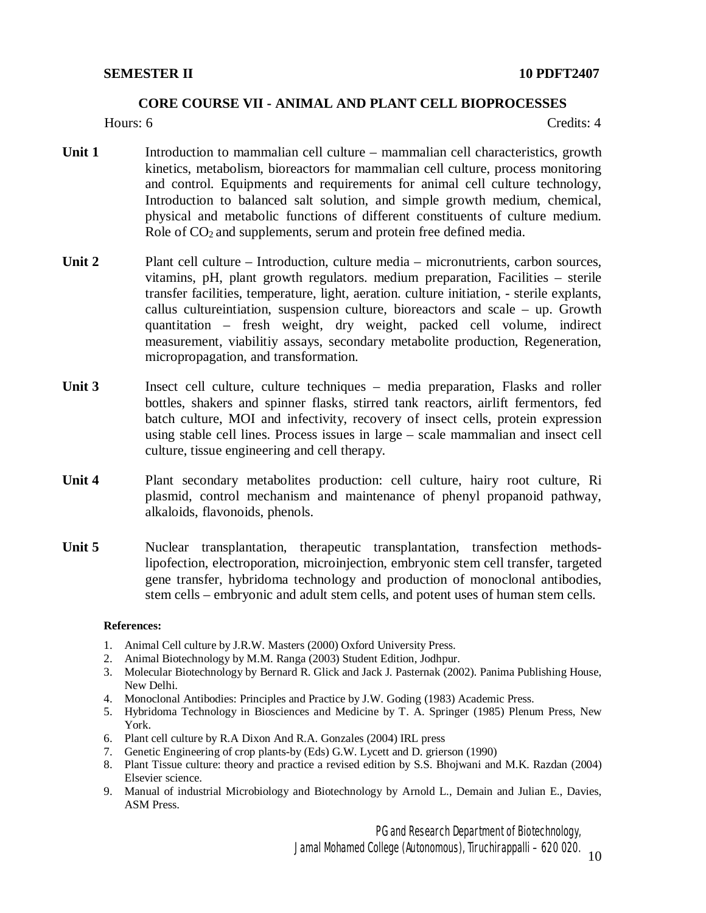**SEMESTER II** **10 PDFT2407**

## CORE COURSE VII - ANIMAL AND PLANT CELL BIOPROCESSES

Hours: 6 Credits: 4

**Unit 1** Introduction to mammalian cell culture – mammalian cell characteristics, growth kinetics, metabolism, bioreactors for mammalian cell culture, process monitoring and control. Equipments and requirements for animal cell culture technology, Introduction to balanced salt solution, and simple growth medium, chemical, physical and metabolic functions of different constituents of culture medium. Role of $CO_2$ and supplements, serum and protein free defined media.

**Unit 2** Plant cell culture – Introduction, culture media – micronutrients, carbon sources, vitamins, pH, plant growth regulators. medium preparation, Facilities – sterile transfer facilities, temperature, light, aeration. culture initiation, - sterile explants, callus cultureintiation, suspension culture, bioreactors and scale – up. Growth quantitation – fresh weight, dry weight, packed cell volume, indirect measurement, viabilitiy assays, secondary metabolite production, Regeneration, micropropagation, and transformation.

**Unit 3** Insect cell culture, culture techniques – media preparation, Flasks and roller bottles, shakers and spinner flasks, stirred tank reactors, airlift fermentors, fed batch culture, MOI and infectivity, recovery of insect cells, protein expression using stable cell lines. Process issues in large – scale mammalian and insect cell culture, tissue engineering and cell therapy.

**Unit 4** Plant secondary metabolites production: cell culture, hairy root culture, Ri plasmid, control mechanism and maintenance of phenyl propanoid pathway, alkaloids, flavonoids, phenols.

**Unit 5** Nuclear transplantation, therapeutic transplantation, transfection methods-lipofection, electroporation, microinjection, embryonic stem cell transfer, targeted gene transfer, hybridoma technology and production of monoclonal antibodies, stem cells – embryonic and adult stem cells, and potent uses of human stem cells.

**References:**

1. Animal Cell culture by J.R.W. Masters (2000) Oxford University Press.
2. Animal Biotechnology by M.M. Ranga (2003) Student Edition, Jodhpur.
3. Molecular Biotechnology by Bernard R. Glick and Jack J. Pasternak (2002). Panima Publishing House, New Delhi.
4. Monoclonal Antibodies: Principles and Practice by J.W. Goding (1983) Academic Press.
5. Hybridoma Technology in Biosciences and Medicine by T. A. Springer (1985) Plenum Press, New York.
6. Plant cell culture by R.A Dixon And R.A. Gonzales (2004) IRL press
7. Genetic Engineering of crop plants-by (Eds) G.W. Lycett and D. grierson (1990)
8. Plant Tissue culture: theory and practice a revised edition by S.S. Bhojwani and M.K. Razdan (2004) Elsevier science.
9. Manual of industrial Microbiology and Biotechnology by Arnold L., Demain and Julian E., Davies, ASM Press.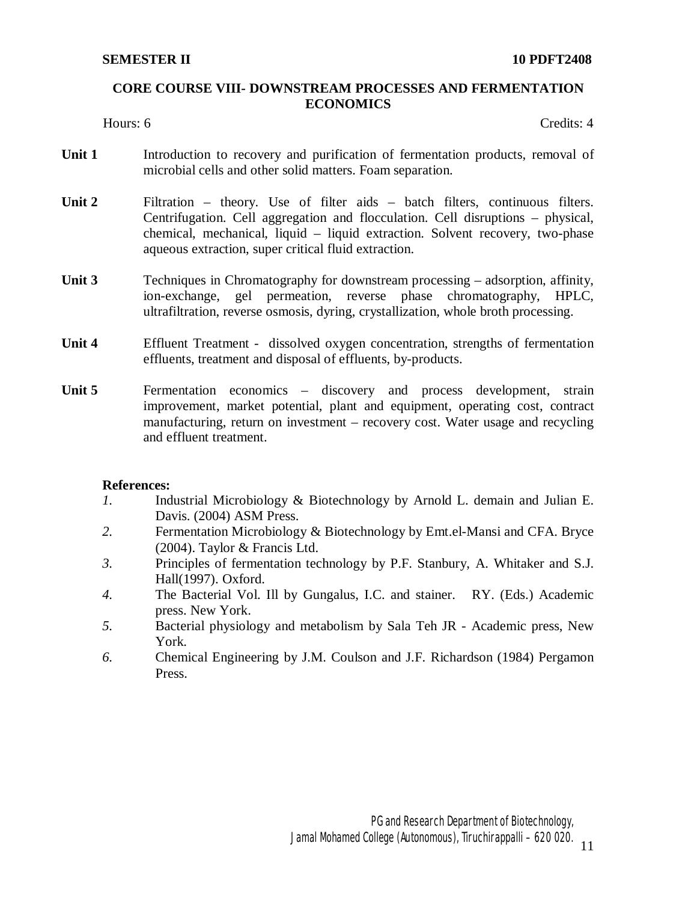**SEMESTER II** **10 PDFT2408**

## CORE COURSE VIII- DOWNSTREAM PROCESSES AND FERMENTATION ECONOMICS

Hours: 6 Credits: 4

**Unit 1** Introduction to recovery and purification of fermentation products, removal of microbial cells and other solid matters. Foam separation.

**Unit 2** Filtration – theory. Use of filter aids – batch filters, continuous filters. Centrifugation. Cell aggregation and flocculation. Cell disruptions – physical, chemical, mechanical, liquid – liquid extraction. Solvent recovery, two-phase aqueous extraction, super critical fluid extraction.

**Unit 3** Techniques in Chromatography for downstream processing – adsorption, affinity, ion-exchange, gel permeation, reverse phase chromatography, HPLC, ultrafiltration, reverse osmosis, dyring, crystallization, whole broth processing.

**Unit 4** Effluent Treatment - dissolved oxygen concentration, strengths of fermentation effluents, treatment and disposal of effluents, by-products.

**Unit 5** Fermentation economics – discovery and process development, strain improvement, market potential, plant and equipment, operating cost, contract manufacturing, return on investment – recovery cost. Water usage and recycling and effluent treatment.

**References:**

1. Industrial Microbiology & Biotechnology by Arnold L. demain and Julian E. Davis. (2004) ASM Press.
2. Fermentation Microbiology & Biotechnology by Emt.el-Mansi and CFA. Bryce (2004). Taylor & Francis Ltd.
3. Principles of fermentation technology by P.F. Stanbury, A. Whitaker and S.J. Hall(1997). Oxford.
4. The Bacterial Vol. Ill by Gungalus, I.C. and stainer. RY. (Eds.) Academic press. New York.
5. Bacterial physiology and metabolism by Sala Teh JR - Academic press, New York.
6. Chemical Engineering by J.M. Coulson and J.F. Richardson (1984) Pergamon Press.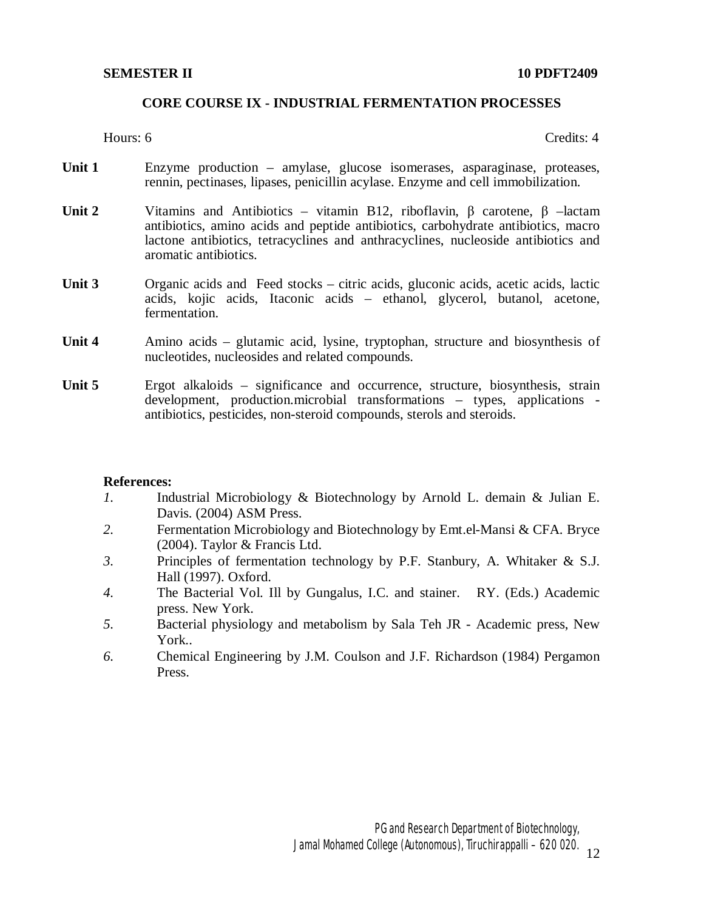**SEMESTER II** **10 PDFT2409**

## CORE COURSE IX - INDUSTRIAL FERMENTATION PROCESSES

Hours: 6 Credits: 4

**Unit 1** Enzyme production – amylase, glucose isomerases, asparaginase, proteases, rennin, pectinases, lipases, penicillin acylase. Enzyme and cell immobilization.

**Unit 2** Vitamins and Antibiotics – vitamin B12, riboflavin, β carotene, β –lactam antibiotics, amino acids and peptide antibiotics, carbohydrate antibiotics, macro lactone antibiotics, tetracyclines and anthracyclines, nucleoside antibiotics and aromatic antibiotics.

**Unit 3** Organic acids and Feed stocks – citric acids, gluconic acids, acetic acids, lactic acids, kojic acids, Itaconic acids – ethanol, glycerol, butanol, acetone, fermentation.

**Unit 4** Amino acids – glutamic acid, lysine, tryptophan, structure and biosynthesis of nucleotides, nucleosides and related compounds.

**Unit 5** Ergot alkaloids – significance and occurrence, structure, biosynthesis, strain development, production.microbial transformations – types, applications - antibiotics, pesticides, non-steroid compounds, sterols and steroids.

**References:**

1. Industrial Microbiology & Biotechnology by Arnold L. demain & Julian E. Davis. (2004) ASM Press.
2. Fermentation Microbiology and Biotechnology by Emt.el-Mansi & CFA. Bryce (2004). Taylor & Francis Ltd.
3. Principles of fermentation technology by P.F. Stanbury, A. Whitaker & S.J. Hall (1997). Oxford.
4. The Bacterial Vol. Ill by Gungalus, I.C. and stainer. RY. (Eds.) Academic press. New York.
5. Bacterial physiology and metabolism by Sala Teh JR - Academic press, New York..
6. Chemical Engineering by J.M. Coulson and J.F. Richardson (1984) Pergamon Press.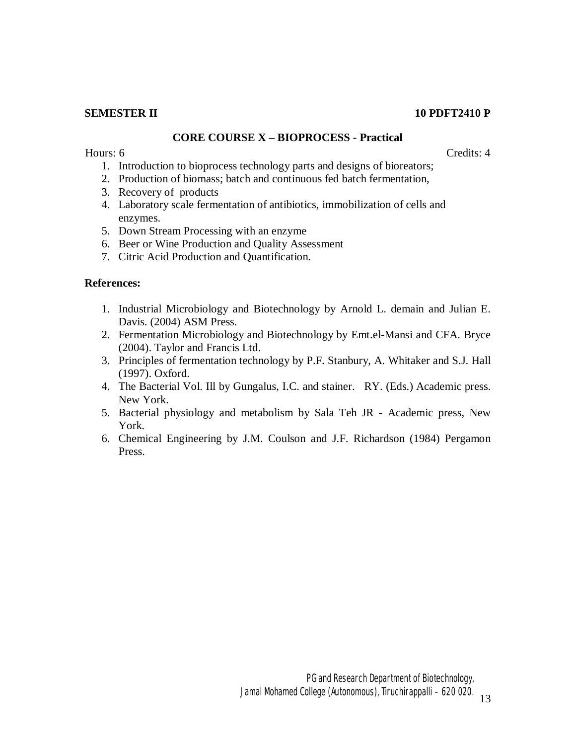**SEMESTER II** **10 PDFT2410 P**

## CORE COURSE X – BIOPROCESS - Practical

Hours: 6 Credits: 4

1. Introduction to bioprocess technology parts and designs of bioreators;
2. Production of biomass; batch and continuous fed batch fermentation,
3. Recovery of products
4. Laboratory scale fermentation of antibiotics, immobilization of cells and enzymes.
5. Down Stream Processing with an enzyme
6. Beer or Wine Production and Quality Assessment
7. Citric Acid Production and Quantification.

### References:

1. Industrial Microbiology and Biotechnology by Arnold L. demain and Julian E. Davis. (2004) ASM Press.
2. Fermentation Microbiology and Biotechnology by Emt.el-Mansi and CFA. Bryce (2004). Taylor and Francis Ltd.
3. Principles of fermentation technology by P.F. Stanbury, A. Whitaker and S.J. Hall (1997). Oxford.
4. The Bacterial Vol. Ill by Gungalus, I.C. and stainer. RY. (Eds.) Academic press. New York.
5. Bacterial physiology and metabolism by Sala Teh JR - Academic press, New York.
6. Chemical Engineering by J.M. Coulson and J.F. Richardson (1984) Pergamon Press.